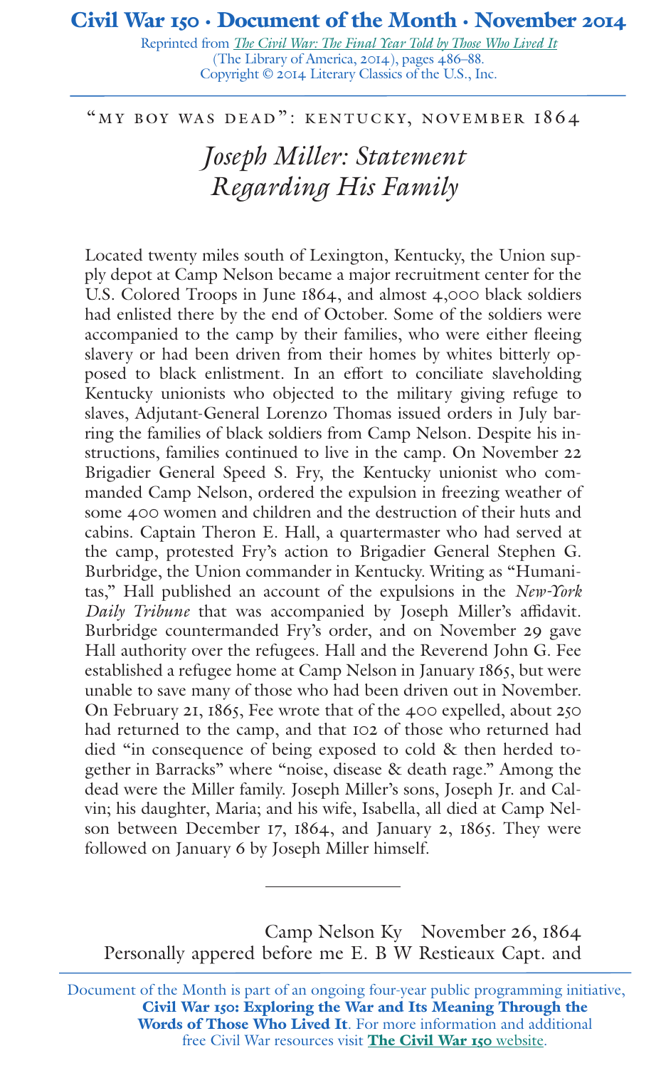# Civil War 150 · Document of the Month · November 2014

Reprinted from *The Civil War: The Final Year Told by Those Who Lived It* (The Library of America, 2014), pages 486–88.
Copyright © 2014 Literary Classics of the U.S., Inc.

---

"MY BOY WAS DEAD": KENTUCKY, NOVEMBER 1864

## *Joseph Miller: Statement Regarding His Family*

Located twenty miles south of Lexington, Kentucky, the Union supply depot at Camp Nelson became a major recruitment center for the U.S. Colored Troops in June 1864, and almost 4,000 black soldiers had enlisted there by the end of October. Some of the soldiers were accompanied to the camp by their families, who were either fleeing slavery or had been driven from their homes by whites bitterly opposed to black enlistment. In an effort to conciliate slaveholding Kentucky unionists who objected to the military giving refuge to slaves, Adjutant-General Lorenzo Thomas issued orders in July barring the families of black soldiers from Camp Nelson. Despite his instructions, families continued to live in the camp. On November 22 Brigadier General Speed S. Fry, the Kentucky unionist who commanded Camp Nelson, ordered the expulsion in freezing weather of some 400 women and children and the destruction of their huts and cabins. Captain Theron E. Hall, a quartermaster who had served at the camp, protested Fry's action to Brigadier General Stephen G. Burbridge, the Union commander in Kentucky. Writing as "Humanitas," Hall published an account of the expulsions in the *New-York Daily Tribune* that was accompanied by Joseph Miller's affidavit. Burbridge countermanded Fry's order, and on November 29 gave Hall authority over the refugees. Hall and the Reverend John G. Fee established a refugee home at Camp Nelson in January 1865, but were unable to save many of those who had been driven out in November. On February 21, 1865, Fee wrote that of the 400 expelled, about 250 had returned to the camp, and that 102 of those who returned had died "in consequence of being exposed to cold & then herded together in Barracks" where "noise, disease & death rage." Among the dead were the Miller family. Joseph Miller's sons, Joseph Jr. and Calvin; his daughter, Maria; and his wife, Isabella, all died at Camp Nelson between December 17, 1864, and January 2, 1865. They were followed on January 6 by Joseph Miller himself.

---

Camp Nelson Ky November 26, 1864

Personally appered before me E. B W Restieaux Capt. and

Document of the Month is part of an ongoing four-year public programming initiative, **Civil War 150: Exploring the War and Its Meaning Through the Words of Those Who Lived It**. For more information and additional free Civil War resources visit **The Civil War 150** website.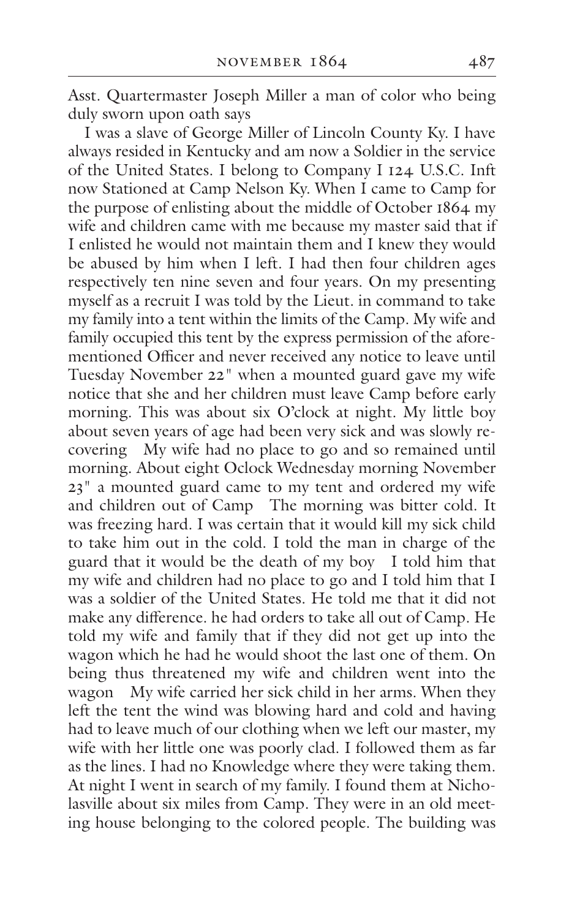Asst. Quartermaster Joseph Miller a man of color who being duly sworn upon oath says

I was a slave of George Miller of Lincoln County Ky. I have always resided in Kentucky and am now a Soldier in the service of the United States. I belong to Company I 124 U.S.C. Inft now Stationed at Camp Nelson Ky. When I came to Camp for the purpose of enlisting about the middle of October 1864 my wife and children came with me because my master said that if I enlisted he would not maintain them and I knew they would be abused by him when I left. I had then four children ages respectively ten nine seven and four years. On my presenting myself as a recruit I was told by the Lieut. in command to take my family into a tent within the limits of the Camp. My wife and family occupied this tent by the express permission of the aforementioned Officer and never received any notice to leave until Tuesday November 22" when a mounted guard gave my wife notice that she and her children must leave Camp before early morning. This was about six O'clock at night. My little boy about seven years of age had been very sick and was slowly recovering My wife had no place to go and so remained until morning. About eight Oclock Wednesday morning November 23" a mounted guard came to my tent and ordered my wife and children out of Camp The morning was bitter cold. It was freezing hard. I was certain that it would kill my sick child to take him out in the cold. I told the man in charge of the guard that it would be the death of my boy I told him that my wife and children had no place to go and I told him that I was a soldier of the United States. He told me that it did not make any difference. he had orders to take all out of Camp. He told my wife and family that if they did not get up into the wagon which he had he would shoot the last one of them. On being thus threatened my wife and children went into the wagon My wife carried her sick child in her arms. When they left the tent the wind was blowing hard and cold and having had to leave much of our clothing when we left our master, my wife with her little one was poorly clad. I followed them as far as the lines. I had no Knowledge where they were taking them. At night I went in search of my family. I found them at Nicholasville about six miles from Camp. They were in an old meeting house belonging to the colored people. The building was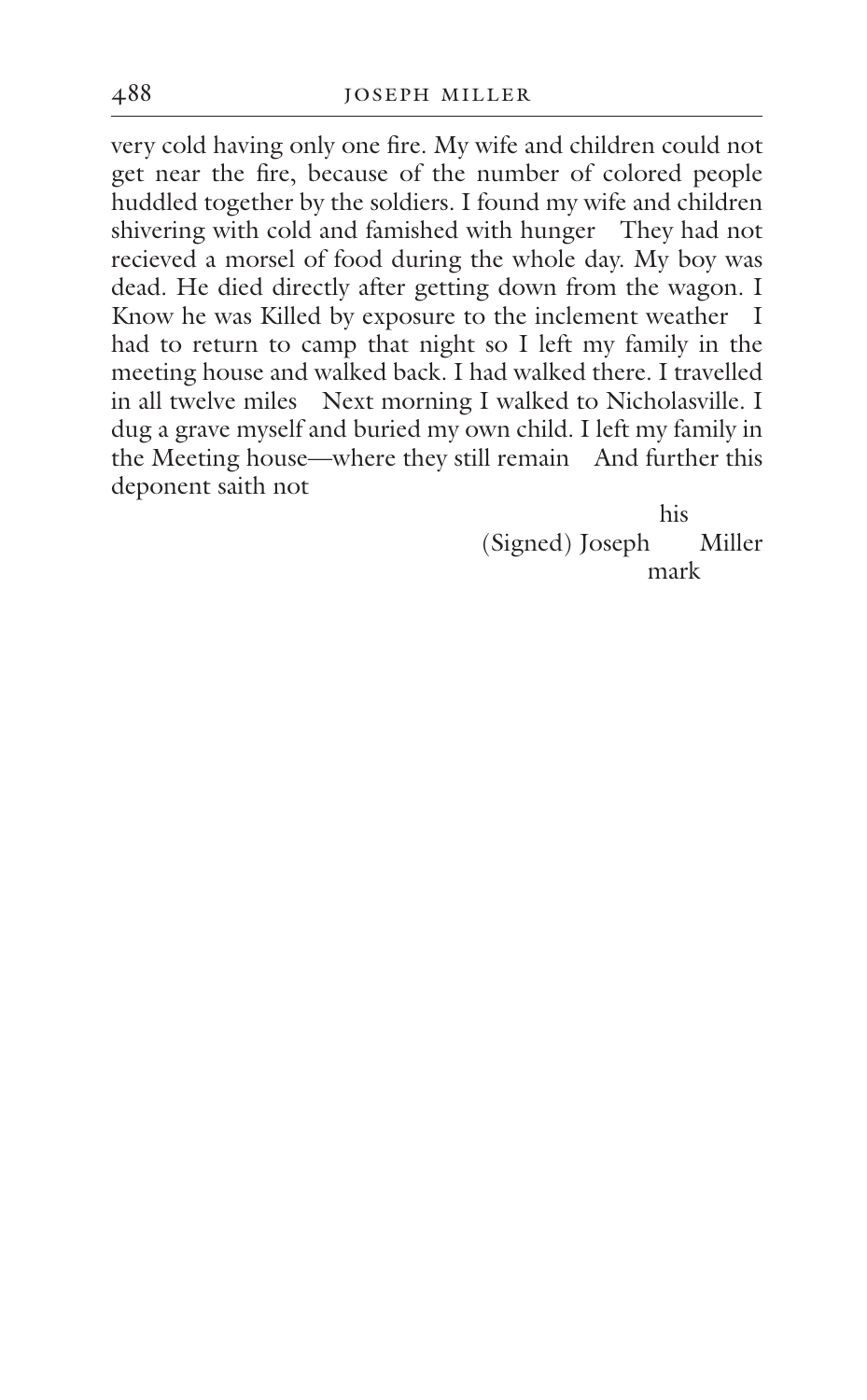very cold having only one fire. My wife and children could not get near the fire, because of the number of colored people huddled together by the soldiers. I found my wife and children shivering with cold and famished with hunger They had not recieved a morsel of food during the whole day. My boy was dead. He died directly after getting down from the wagon. I Know he was Killed by exposure to the inclement weather I had to return to camp that night so I left my family in the meeting house and walked back. I had walked there. I travelled in all twelve miles Next morning I walked to Nicholasville. I dug a grave myself and buried my own child. I left my family in the Meeting house—where they still remain And further this deponent saith not

his
(Signed) Joseph Miller
mark